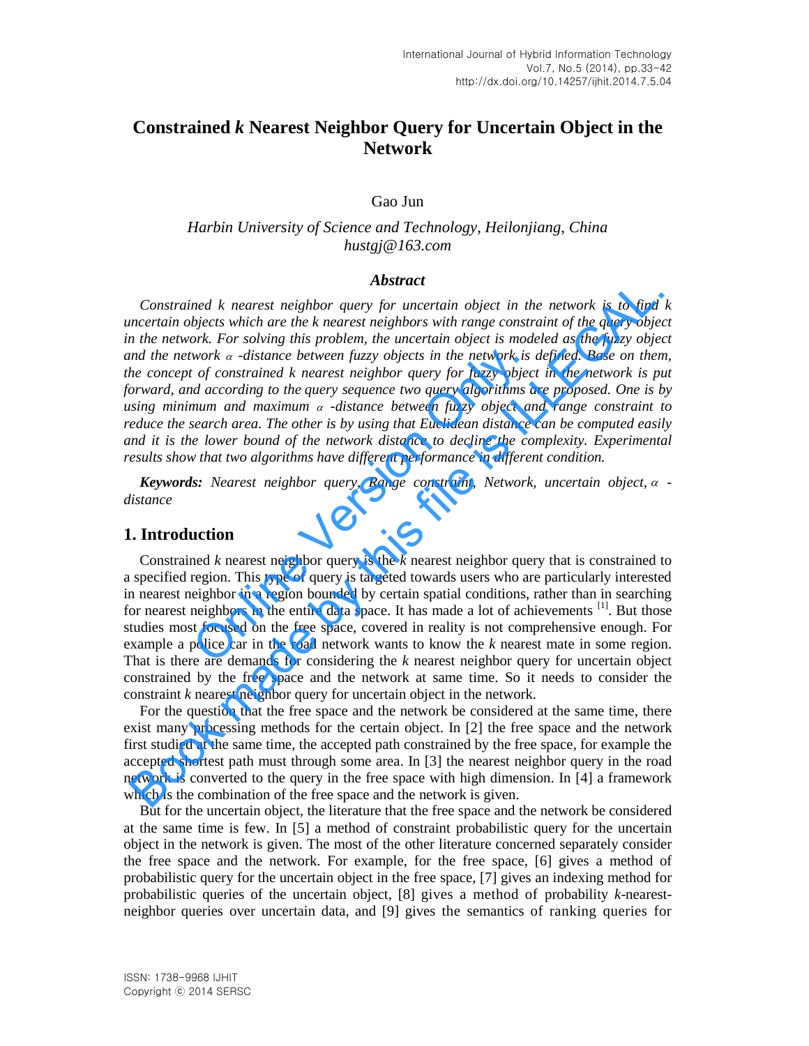# Constrained *k* Nearest Neighbor Query for Uncertain Object in the Network

Gao Jun

*Harbin University of Science and Technology, Heilonjiang, China*
*hustgj@163.com*

### *Abstract*

*Constrained k nearest neighbor query for uncertain object in the network is to find k uncertain objects which are the k nearest neighbors with range constraint of the query object in the network. For solving this problem, the uncertain object is modeled as the fuzzy object and the network $\alpha$ -distance between fuzzy objects in the network is defined. Base on them, the concept of constrained k nearest neighbor query for fuzzy object in the network is put forward, and according to the query sequence two query algorithms are proposed. One is by using minimum and maximum $\alpha$ -distance between fuzzy object and range constraint to reduce the search area. The other is by using that Euclidean distance can be computed easily and it is the lower bound of the network distance to decline the complexity. Experimental results show that two algorithms have different performance in different condition.*

***Keywords:*** *Nearest neighbor query, Range constraint, Network, uncertain object, $\alpha$ -distance*

## 1. Introduction

Constrained *k* nearest neighbor query is the *k* nearest neighbor query that is constrained to a specified region. This type of query is targeted towards users who are particularly interested in nearest neighbor in a region bounded by certain spatial conditions, rather than in searching for nearest neighbors in the entire data space. It has made a lot of achievements [1]. But those studies most focused on the free space, covered in reality is not comprehensive enough. For example a police car in the road network wants to know the *k* nearest mate in some region. That is there are demands for considering the *k* nearest neighbor query for uncertain object constrained by the free space and the network at same time. So it needs to consider the constraint *k* nearest neighbor query for uncertain object in the network.

For the question that the free space and the network be considered at the same time, there exist many processing methods for the certain object. In [2] the free space and the network first studied at the same time, the accepted path constrained by the free space, for example the accepted shortest path must through some area. In [3] the nearest neighbor query in the road network is converted to the query in the free space with high dimension. In [4] a framework which is the combination of the free space and the network is given.

But for the uncertain object, the literature that the free space and the network be considered at the same time is few. In [5] a method of constraint probabilistic query for the uncertain object in the network is given. The most of the other literature concerned separately consider the free space and the network. For example, for the free space, [6] gives a method of probabilistic query for the uncertain object in the free space, [7] gives an indexing method for probabilistic queries of the uncertain object, [8] gives a method of probability *k*-nearest-neighbor queries over uncertain data, and [9] gives the semantics of ranking queries for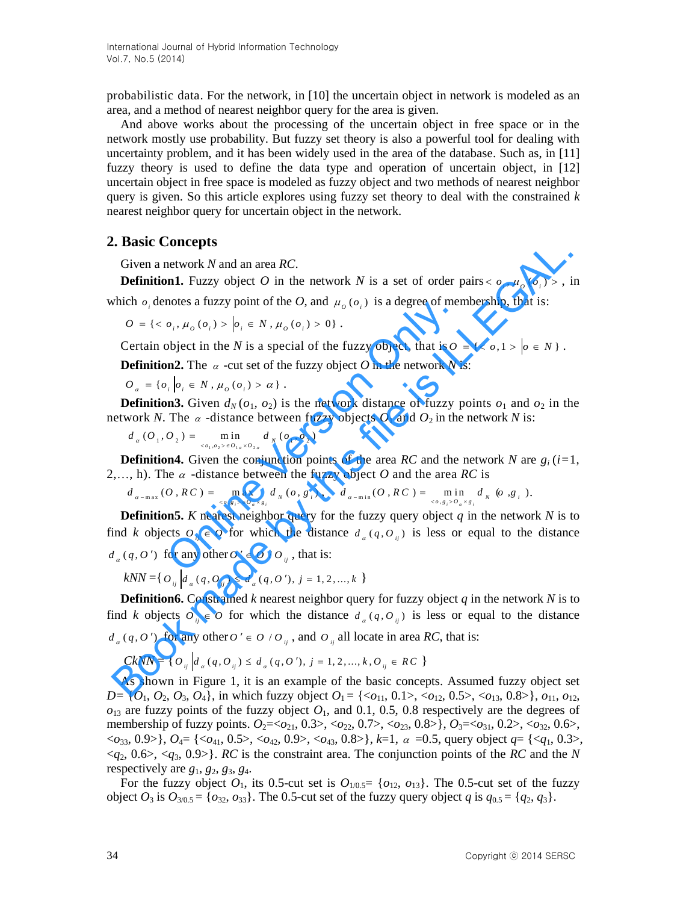probabilistic data. For the network, in [10] the uncertain object in network is modeled as an area, and a method of nearest neighbor query for the area is given.

And above works about the processing of the uncertain object in free space or in the network mostly use probability. But fuzzy set theory is also a powerful tool for dealing with uncertainty problem, and it has been widely used in the area of the database. Such as, in [11] fuzzy theory is used to define the data type and operation of uncertain object, in [12] uncertain object in free space is modeled as fuzzy object and two methods of nearest neighbor query is given. So this article explores using fuzzy set theory to deal with the constrained *k* nearest neighbor query for uncertain object in the network.

## 2. Basic Concepts

Given a network *N* and an area *RC*.

**Definition1.** Fuzzy object *O* in the network *N* is a set of order pairs $< o_i, \mu_O(o_i) >$, in which $o_i$ denotes a fuzzy point of the *O*, and $\mu_O(o_i)$ is a degree of membership, that is:

$$O = \{< o_i, \mu_O(o_i) > | o_i \in N, \mu_O(o_i) > 0\}.$$

Certain object in the *N* is a special of the fuzzy object, that is $O = \{< o, 1 > | o \in N\}$.

**Definition2.** The $\alpha$ -cut set of the fuzzy object *O* in the network *N* is:

$$O_\alpha = \{o_i | o_i \in N, \mu_O(o_i) > \alpha\}.$$

**Definition3.** Given $d_N(o_1, o_2)$ is the network distance of fuzzy points $o_1$ and $o_2$ in the network *N*. The $\alpha$ -distance between fuzzy objects $O_1$ and $O_2$ in the network *N* is:

$$d_\alpha(O_1, O_2) = \min_{<o_1, o_2> \in O_{1\alpha} \times O_{2\alpha}} d_N(o_1, o_2)$$

**Definition4.** Given the conjunction points of the area *RC* and the network *N* are $g_i$ ($i$=1, 2,…, h). The $\alpha$ -distance between the fuzzy object *O* and the area *RC* is

$$d_{\alpha-\max}(O, RC) = \max_{<o, g_i> \in O_\alpha \times g_i} d_N(o, g_i), \quad d_{\alpha-\min}(O, RC) = \min_{<o, g_i> \in O_\alpha \times g_i} d_N(o, g_i).$$

**Definition5.** *K* nearest neighbor query for the fuzzy query object *q* in the network *N* is to find *k* objects $O_{ij} \in O$ for which the distance $d_\alpha(q, O_{ij})$ is less or equal to the distance $d_\alpha(q, O')$ for any other $O' \in O / O_{ij}$, that is:

$$kNN = \{O_{ij} | d_\alpha(q, O_{ij}) \le d_\alpha(q, O'), j = 1, 2, ..., k\}$$

**Definition6.** Constrained *k* nearest neighbor query for fuzzy object *q* in the network *N* is to find *k* objects $O_{ij} \in O$ for which the distance $d_\alpha(q, O_{ij})$ is less or equal to the distance $d_\alpha(q, O')$ for any other $O' \in O / O_{ij}$, and $O_{ij}$ all locate in area *RC*, that is:

$$CkNN = \{O_{ij} | d_\alpha(q, O_{ij}) \le d_\alpha(q, O'), j = 1, 2, ..., k, O_{ij} \in RC\}$$

As shown in Figure 1, it is an example of the basic concepts. Assumed fuzzy object set $D= \{O_1, O_2, O_3, O_4\}$, in which fuzzy object $O_1 = \{<o_{11}, 0.1>, <o_{12}, 0.5>, <o_{13}, 0.8>\}$, $o_{11}$, $o_{12}$, $o_{13}$ are fuzzy points of the fuzzy object $O_1$, and 0.1, 0.5, 0.8 respectively are the degrees of membership of fuzzy points. $O_2=<o_{21}, 0.3>, <o_{22}, 0.7>, <o_{23}, 0.8>\}$, $O_3=<o_{31}, 0.2>, <o_{32}, 0.6>, <o_{33}, 0.9>\}$, $O_4= \{<o_{41}, 0.5>, <o_{42}, 0.9>, <o_{43}, 0.8>\}$, $k$=1, $\alpha$ =0.5, query object $q= \{<q_1, 0.3>, <q_2, 0.6>, <q_3, 0.9>\}$. *RC* is the constraint area. The conjunction points of the *RC* and the *N* respectively are $g_1$, $g_2$, $g_3$, $g_4$.

For the fuzzy object $O_1$, its 0.5-cut set is $O_{1/0.5}= \{o_{12}, o_{13}\}$. The 0.5-cut set of the fuzzy object $O_3$ is $O_{3/0.5} = \{o_{32}, o_{33}\}$. The 0.5-cut set of the fuzzy query object *q* is $q_{0.5} = \{q_2, q_3\}$.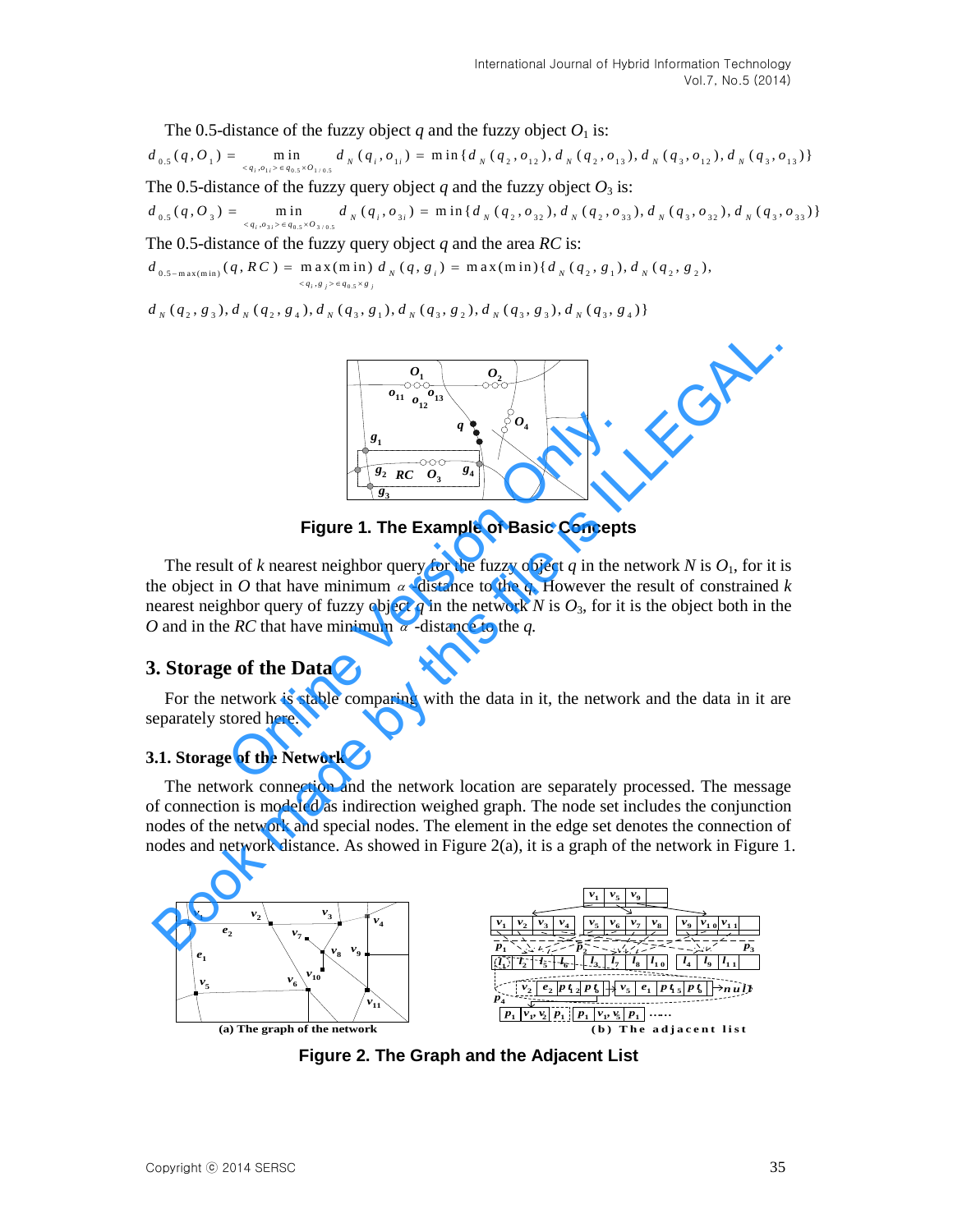The 0.5-distance of the fuzzy object $q$ and the fuzzy object $O_1$ is:

$$d_{0.5}(q, O_1) = \min_{<q_i, o_{1i}> \in q_{0.5} \times O_{1/0.5}} d_N(q_i, o_{1i}) = \min\{d_N(q_2, o_{12}), d_N(q_2, o_{13}), d_N(q_3, o_{12}), d_N(q_3, o_{13})\}$$

The 0.5-distance of the fuzzy query object $q$ and the fuzzy object $O_3$ is:

$$d_{0.5}(q, O_3) = \min_{<q_i, o_{3i}> \in q_{0.5} \times O_{3/0.5}} d_N(q_i, o_{3i}) = \min\{d_N(q_2, o_{32}), d_N(q_2, o_{33}), d_N(q_3, o_{32}), d_N(q_3, o_{33})\}$$

The 0.5-distance of the fuzzy query object $q$ and the area $RC$ is:

$$d_{0.5-\max(\min)}(q, RC) = \max_{<q_i, g_j> \in q_{0.5} \times g_j}(\min) d_N(q, g_i) = \max(\min)\{d_N(q_2, g_1), d_N(q_2, g_2),$$

$$d_N(q_2, g_3), d_N(q_2, g_4), d_N(q_3, g_1), d_N(q_3, g_2), d_N(q_3, g_3), d_N(q_3, g_4)\}$$

**Figure 1. The Example of Basic Concepts**

The result of $k$ nearest neighbor query for the fuzzy object $q$ in the network $N$ is $O_1$, for it is the object in $O$ that have minimum $\alpha$-distance to the $q$. However the result of constrained $k$ nearest neighbor query of fuzzy object $q$ in the network $N$ is $O_3$, for it is the object both in the $O$ and in the $RC$ that have minimum $\alpha$-distance to the $q$.

## 3. Storage of the Data

For the network is stable comparing with the data in it, the network and the data in it are separately stored here.

### 3.1. Storage of the Network

The network connection and the network location are separately processed. The message of connection is modeled as indirection weighed graph. The node set includes the conjunction nodes of the network and special nodes. The element in the edge set denotes the connection of nodes and network distance. As showed in Figure 2(a), it is a graph of the network in Figure 1.

(a) The graph of the network

(b) The adjacent list

**Figure 2. The Graph and the Adjacent List**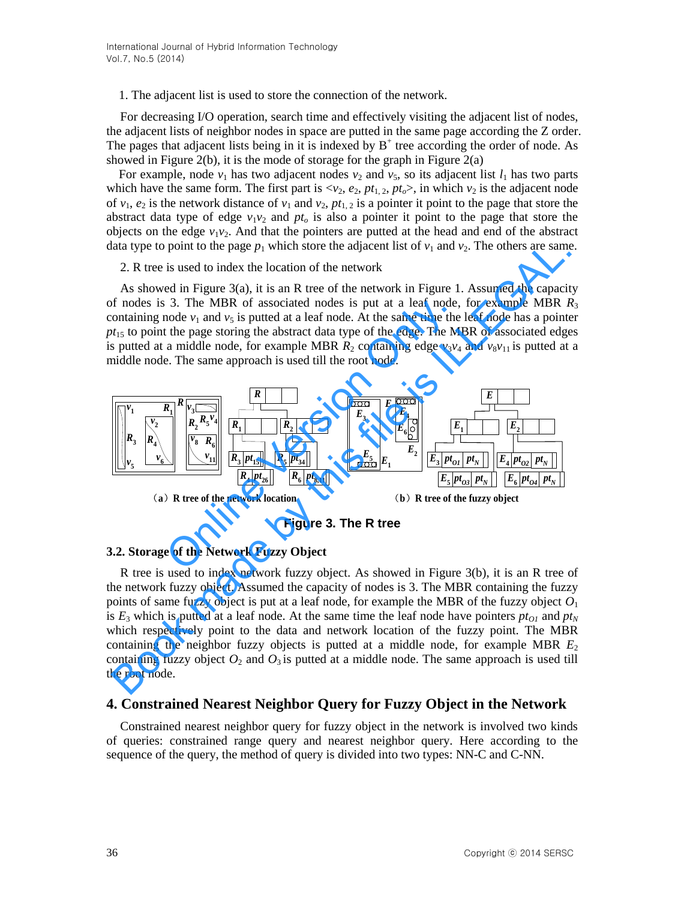1. The adjacent list is used to store the connection of the network.

For decreasing I/O operation, search time and effectively visiting the adjacent list of nodes, the adjacent lists of neighbor nodes in space are putted in the same page according the Z order. The pages that adjacent lists being in it is indexed by $B^+$ tree according the order of node. As showed in Figure 2(b), it is the mode of storage for the graph in Figure 2(a)

For example, node $v_1$ has two adjacent nodes $v_2$ and $v_5$, so its adjacent list $l_1$ has two parts which have the same form. The first part is $<v_2, e_2, pt_{1,2}, pt_o>$, in which $v_2$ is the adjacent node of $v_1$, $e_2$ is the network distance of $v_1$ and $v_2$, $pt_{1,2}$ is a pointer it point to the page that store the abstract data type of edge $v_1v_2$ and $pt_o$ is also a pointer it point to the page that store the objects on the edge $v_1v_2$. And that the pointers are putted at the head and end of the abstract data type to point to the page $p_1$ which store the adjacent list of $v_1$ and $v_2$. The others are same.

2. R tree is used to index the location of the network

As showed in Figure 3(a), it is an R tree of the network in Figure 1. Assumed the capacity of nodes is 3. The MBR of associated nodes is put at a leaf node, for example MBR $R_3$ containing node $v_1$ and $v_5$ is putted at a leaf node. At the same time the leaf node has a pointer $pt_{15}$ to point the page storing the abstract data type of the edge. The MBR of associated edges is putted at a middle node, for example MBR $R_2$ containing edge $v_3v_4$ and $v_8v_{11}$ is putted at a middle node. The same approach is used till the root node.

(a) R tree of the network location (b) R tree of the fuzzy object

Figure 3. The R tree

### 3.2. Storage of the Network Fuzzy Object

R tree is used to index network fuzzy object. As showed in Figure 3(b), it is an R tree of the network fuzzy object. Assumed the capacity of nodes is 3. The MBR containing the fuzzy points of same fuzzy object is put at a leaf node, for example the MBR of the fuzzy object $O_1$ is $E_3$ which is putted at a leaf node. At the same time the leaf node have pointers $pt_{O1}$ and $pt_N$ which respectively point to the data and network location of the fuzzy point. The MBR containing the neighbor fuzzy objects is putted at a middle node, for example MBR $E_2$ containing fuzzy object $O_2$ and $O_3$ is putted at a middle node. The same approach is used till the root node.

## 4. Constrained Nearest Neighbor Query for Fuzzy Object in the Network

Constrained nearest neighbor query for fuzzy object in the network is involved two kinds of queries: constrained range query and nearest neighbor query. Here according to the sequence of the query, the method of query is divided into two types: NN-C and C-NN.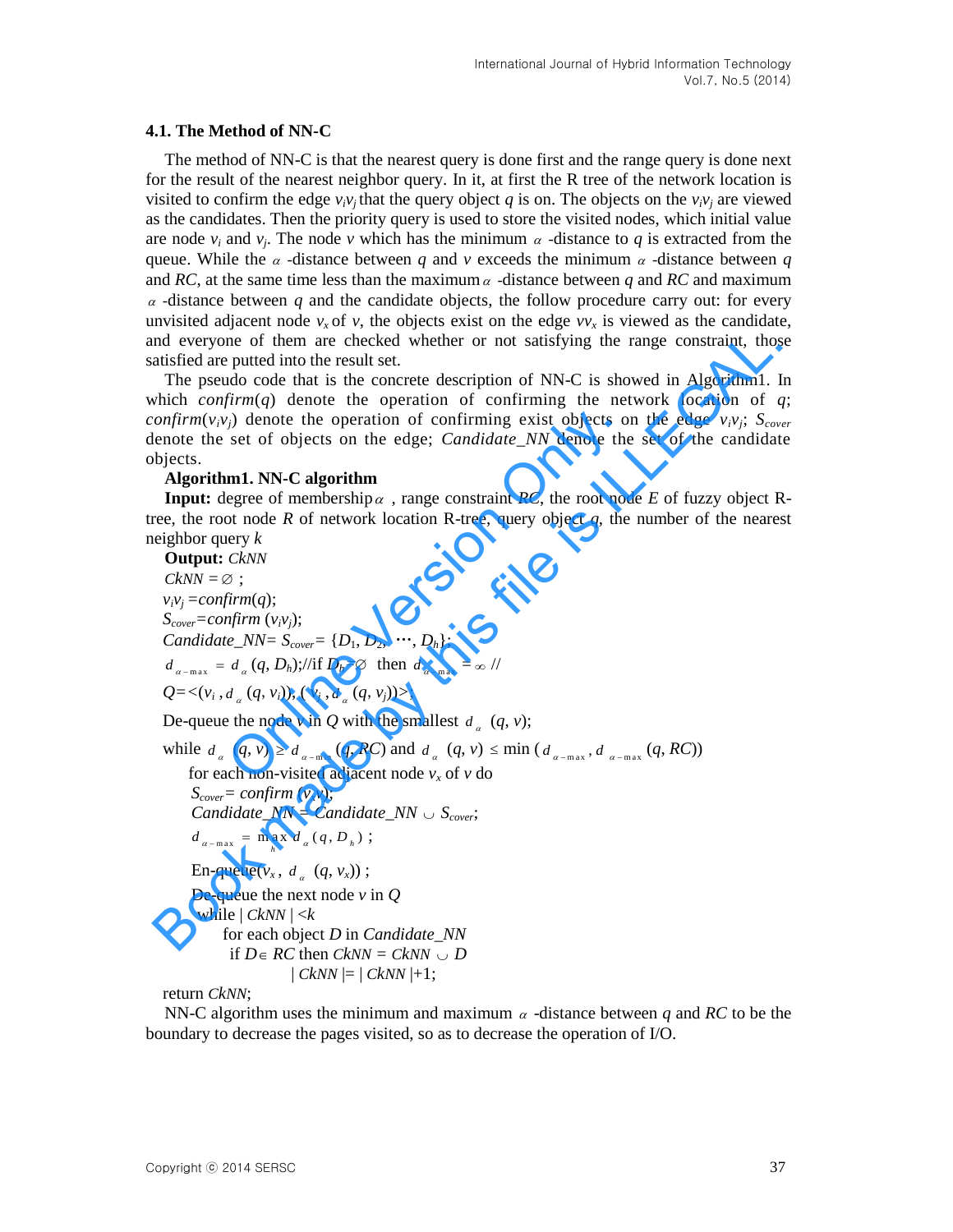### 4.1. The Method of NN-C

The method of NN-C is that the nearest query is done first and the range query is done next for the result of the nearest neighbor query. In it, at first the R tree of the network location is visited to confirm the edge $v_iv_j$ that the query object $q$ is on. The objects on the $v_iv_j$ are viewed as the candidates. Then the priority query is used to store the visited nodes, which initial value are node $v_i$ and $v_j$. The node $v$ which has the minimum $\alpha$ -distance to $q$ is extracted from the queue. While the $\alpha$ -distance between $q$ and $v$ exceeds the minimum $\alpha$ -distance between $q$ and $RC$, at the same time less than the maximum $\alpha$ -distance between $q$ and $RC$ and maximum $\alpha$ -distance between $q$ and the candidate objects, the follow procedure carry out: for every unvisited adjacent node $v_x$ of $v$, the objects exist on the edge $vv_x$ is viewed as the candidate, and everyone of them are checked whether or not satisfying the range constraint, those satisfied are putted into the result set.

The pseudo code that is the concrete description of NN-C is showed in Algorithm1. In which *confirm*($q$) denote the operation of confirming the network location of $q$; *confirm*($v_iv_j$) denote the operation of confirming exist objects on the edge $v_iv_j$; $S_{cover}$ denote the set of objects on the edge; *Candidate_NN* denote the set of the candidate objects.

**Algorithm1. NN-C algorithm**

**Input:** degree of membership $\alpha$ , range constraint $RC$, the root node $E$ of fuzzy object R-tree, the root node $R$ of network location R-tree, query object $q$, the number of the nearest neighbor query $k$

**Output:** *CkNN*

$CkNN = \varnothing$ ;

$v_iv_j = confirm(q)$;

$S_{cover} = confirm\ (v_iv_j)$;

$Candidate\_NN = S_{cover} = \{D_1, D_2, \cdots, D_h\}$;

$d_{\alpha-\max} = d_\alpha(q, D_h)$;//if $D_h = \varnothing$ then $d_{\alpha-\max} = \infty$ //

$Q = <(v_i, d_\alpha(q, v_i)), (v_j, d_\alpha(q, v_j))>$;

De-queue the node $v$ in $Q$ with the smallest $d_\alpha(q, v)$;

while $d_\alpha(q, v) \geq d_{\alpha-\min}(q, RC)$ and $d_\alpha(q, v) \leq \min(d_{\alpha-\max}, d_{\alpha-\max}(q, RC))$

  for each non-visited adjacent node $v_x$ of $v$ do

    $S_{cover} = confirm\ (v_xv)$;

    $Candidate\_NN = Candidate\_NN \cup S_{cover}$;

    $d_{\alpha-\max} = \max_h d_\alpha(q, D_h)$ ;

    En-queue($v_x$, $d_\alpha(q, v_x)$) ;

    De-queue the next node $v$ in $Q$

    while $|CkNN| < k$

      for each object $D$ in *Candidate_NN*

        if $D \in RC$ then $CkNN = CkNN \cup D$

          $|CkNN| = |CkNN| + 1$;

return *CkNN*;

NN-C algorithm uses the minimum and maximum $\alpha$ -distance between $q$ and $RC$ to be the boundary to decrease the pages visited, so as to decrease the operation of I/O.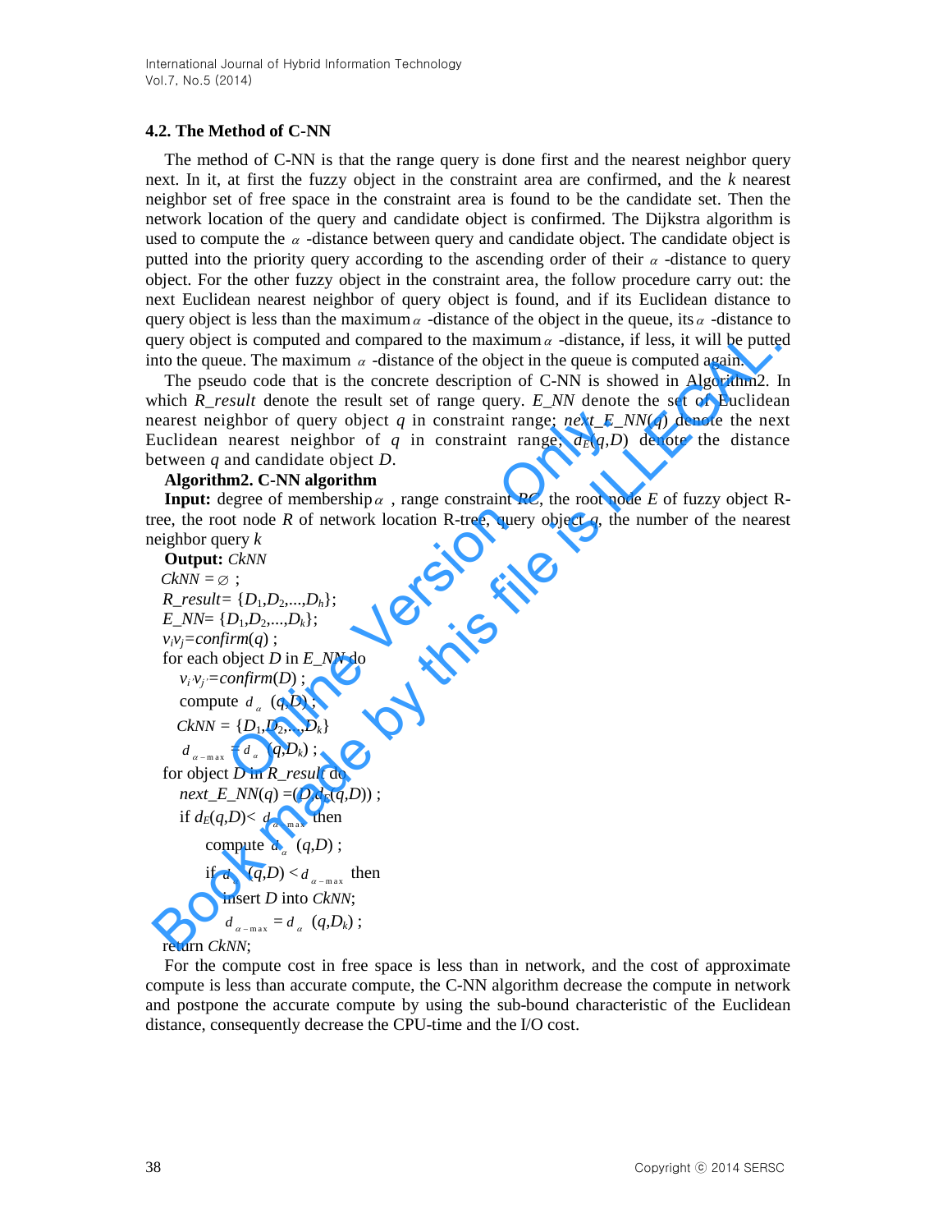### 4.2. The Method of C-NN

The method of C-NN is that the range query is done first and the nearest neighbor query next. In it, at first the fuzzy object in the constraint area are confirmed, and the $k$ nearest neighbor set of free space in the constraint area is found to be the candidate set. Then the network location of the query and candidate object is confirmed. The Dijkstra algorithm is used to compute the $\alpha$ -distance between query and candidate object. The candidate object is putted into the priority query according to the ascending order of their $\alpha$ -distance to query object. For the other fuzzy object in the constraint area, the follow procedure carry out: the next Euclidean nearest neighbor of query object is found, and if its Euclidean distance to query object is less than the maximum $\alpha$ -distance of the object in the queue, its $\alpha$ -distance to query object is computed and compared to the maximum $\alpha$ -distance, if less, it will be putted into the queue. The maximum $\alpha$ -distance of the object in the queue is computed again.

The pseudo code that is the concrete description of C-NN is showed in Algorithm2. In which *R_result* denote the result set of range query. *E_NN* denote the set of Euclidean nearest neighbor of query object $q$ in constraint range; *next_E_NN*($q$) denote the next Euclidean nearest neighbor of $q$ in constraint range; $d_E(q,D)$ denote the distance between $q$ and candidate object $D$.

**Algorithm2. C-NN algorithm**

**Input:** degree of membership $\alpha$ , range constraint *RC*, the root node $E$ of fuzzy object R-tree, the root node $R$ of network location R-tree, query object $q$, the number of the nearest neighbor query $k$

**Output:** *CkNN*

```
CkNN = ∅ ;
R_result= {D1,D2,...,Dh};
E_NN= {D1,D2,...,Dk};
vivj=confirm(q) ;
for each object D in E_NN do
    vi'vj'=confirm(D) ;
    compute dα (q,D) ;
   CkNN = {D1,D2,...,Dk}
    dα-max = dα (q,Dk) ;
for object D in R_result do
    next_E_NN(q) =(D,dE(q,D)) ;
    if dE(q,D)< dα-max then
          compute dα (q,D) ;
          if dα (q,D) < dα-max then
             insert D into CkNN;
             dα-max = dα (q,Dk) ;
return CkNN;
```

For the compute cost in free space is less than in network, and the cost of approximate compute is less than accurate compute, the C-NN algorithm decrease the compute in network and postpone the accurate compute by using the sub-bound characteristic of the Euclidean distance, consequently decrease the CPU-time and the I/O cost.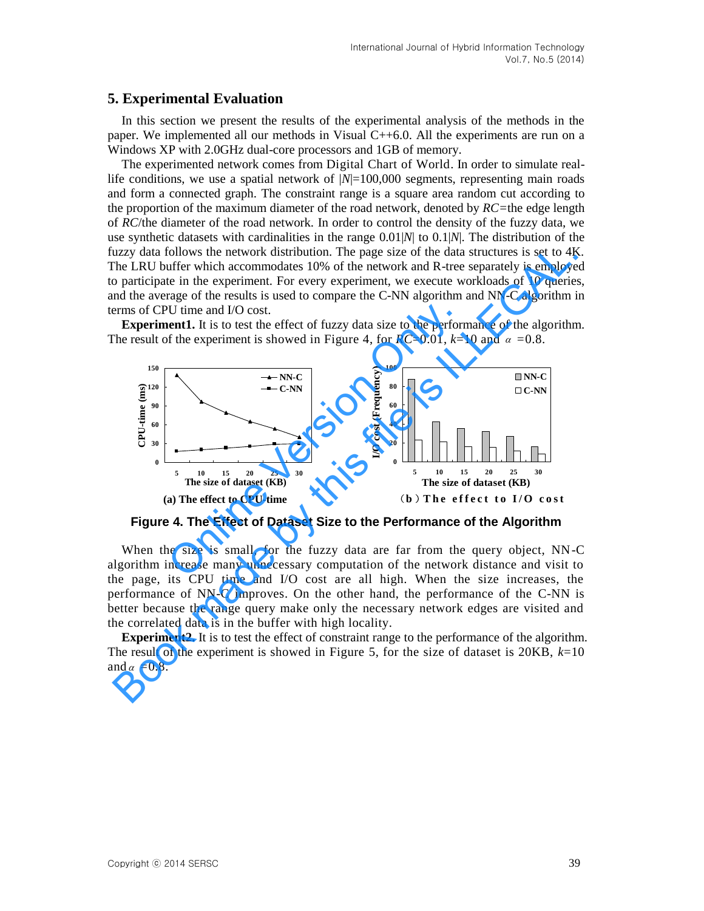## 5. Experimental Evaluation

In this section we present the results of the experimental analysis of the methods in the paper. We implemented all our methods in Visual C++6.0. All the experiments are run on a Windows XP with 2.0GHz dual-core processors and 1GB of memory.

The experimented network comes from Digital Chart of World. In order to simulate real-life conditions, we use a spatial network of $|N|$=100,000 segments, representing main roads and form a connected graph. The constraint range is a square area random cut according to the proportion of the maximum diameter of the road network, denoted by *RC*=the edge length of *RC*/the diameter of the road network. In order to control the density of the fuzzy data, we use synthetic datasets with cardinalities in the range $0.01|N|$ to $0.1|N|$. The distribution of the fuzzy data follows the network distribution. The page size of the data structures is set to 4K. The LRU buffer which accommodates 10% of the network and R-tree separately is employed to participate in the experiment. For every experiment, we execute workloads of 10 queries, and the average of the results is used to compare the C-NN algorithm and NN-C algorithm in terms of CPU time and I/O cost.

**Experiment1.** It is to test the effect of fuzzy data size to the performance of the algorithm. The result of the experiment is showed in Figure 4, for *RC*=0.01, *k*=10 and $\alpha$ =0.8.

(a) The effect to CPU time

(b) The effect to I/O cost

**Figure 4. The Effect of Dataset Size to the Performance of the Algorithm**

When the size is small, for the fuzzy data are far from the query object, NN-C algorithm increase many unnecessary computation of the network distance and visit to the page, its CPU time and I/O cost are all high. When the size increases, the performance of NN-C improves. On the other hand, the performance of the C-NN is better because the range query make only the necessary network edges are visited and the correlated data is in the buffer with high locality.

**Experiment2.** It is to test the effect of constraint range to the performance of the algorithm. The result of the experiment is showed in Figure 5, for the size of dataset is 20KB, *k*=10 and $\alpha$ =0.8.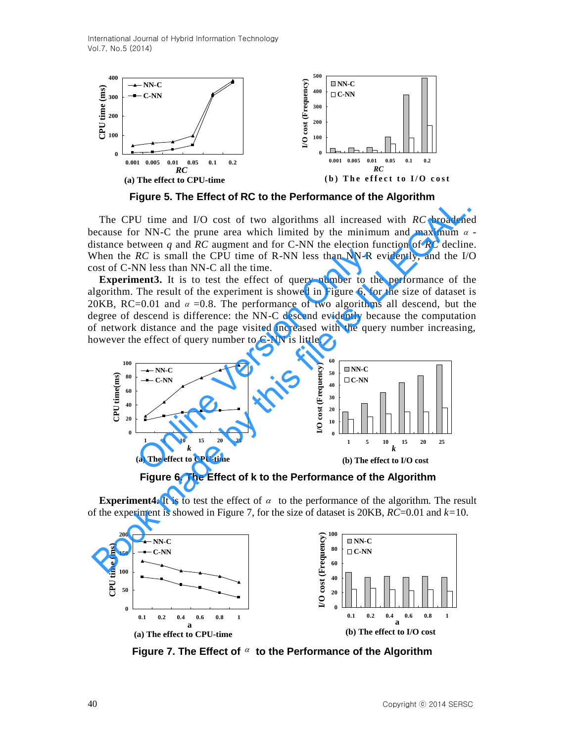Figure 5. The Effect of RC to the Performance of the Algorithm

The CPU time and I/O cost of two algorithms all increased with *RC* broadened because for NN-C the prune area which limited by the minimum and maximum $\alpha$ -distance between *q* and *RC* augment and for C-NN the election function of *RC* decline. When the *RC* is small the CPU time of R-NN less than NN-R evidently, and the I/O cost of C-NN less than NN-C all the time.

**Experiment3.** It is to test the effect of query number to the performance of the algorithm. The result of the experiment is showed in Figure 6, for the size of dataset is 20KB, RC=0.01 and $\alpha$ =0.8. The performance of two algorithms all descend, but the degree of descend is difference: the NN-C descend evidently because the computation of network distance and the page visited increased with the query number increasing, however the effect of query number to C-NN is little.

Figure 6. The Effect of k to the Performance of the Algorithm

**Experiment4.** It is to test the effect of $\alpha$ to the performance of the algorithm. The result of the experiment is showed in Figure 7, for the size of dataset is 20KB, *RC*=0.01 and *k*=10.

Figure 7. The Effect of $\alpha$ to the Performance of the Algorithm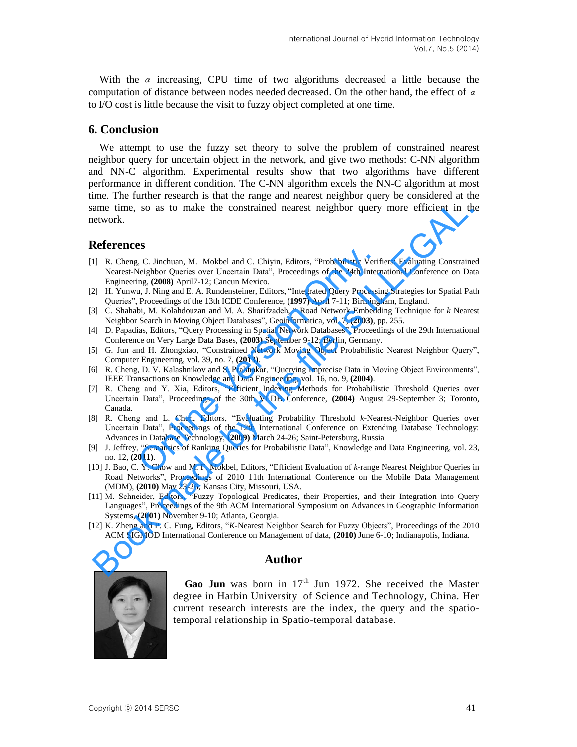With the $\alpha$ increasing, CPU time of two algorithms decreased a little because the computation of distance between nodes needed decreased. On the other hand, the effect of $\alpha$ to I/O cost is little because the visit to fuzzy object completed at one time.

## 6. Conclusion

We attempt to use the fuzzy set theory to solve the problem of constrained nearest neighbor query for uncertain object in the network, and give two methods: C-NN algorithm and NN-C algorithm. Experimental results show that two algorithms have different performance in different condition. The C-NN algorithm excels the NN-C algorithm at most time. The further research is that the range and nearest neighbor query be considered at the same time, so as to make the constrained nearest neighbor query more efficient in the network.

## References

[1] R. Cheng, C. Jinchuan, M. Mokbel and C. Chiyin, Editors, "Probabilistic Verifiers: Evaluating Constrained Nearest-Neighbor Queries over Uncertain Data", Proceedings of the 24th International Conference on Data Engineering, **(2008)** April7-12; Cancun Mexico.

[2] H. Yunwu, J. Ning and E. A. Rundensteiner, Editors, "Integrated Query Processing Strategies for Spatial Path Queries", Proceedings of the 13th ICDE Conference, **(1997)** April 7-11; Birmingham, England.

[3] C. Shahabi, M. Kolahdouzan and M. A. Sharifzadeh, "A Road Network Embedding Technique for *k* Nearest Neighbor Search in Moving Object Databases", Geoinformatica, vol. 7, **(2003)**, pp. 255.

[4] D. Papadias, Editors, "Query Processing in Spatial Network Databases", Proceedings of the 29th International Conference on Very Large Data Bases, **(2003)** September 9-12; Berlin, Germany.

[5] G. Jun and H. Zhongxiao, "Constrained Network Moving Object Probabilistic Nearest Neighbor Query", Computer Engineering, vol. 39, no. 7, **(2013)**.

[6] R. Cheng, D. V. Kalashnikov and S. Prabhakar, "Querying Imprecise Data in Moving Object Environments", IEEE Transactions on Knowledge and Data Engineering, vol. 16, no. 9, **(2004)**.

[7] R. Cheng and Y. Xia, Editors, "Efficient Indexing Methods for Probabilistic Threshold Queries over Uncertain Data", Proceedings of the 30th VLDB Conference, **(2004)** August 29-September 3; Toronto, Canada.

[8] R. Cheng and L. Chen, Editors, "Evaluating Probability Threshold *k*-Nearest-Neighbor Queries over Uncertain Data", Proceedings of the 12th International Conference on Extending Database Technology: Advances in Database Technology, **(2009)** March 24-26; Saint-Petersburg, Russia

[9] J. Jeffrey, "Semantics of Ranking Queries for Probabilistic Data", Knowledge and Data Engineering, vol. 23, no. 12, **(2011)**.

[10] J. Bao, C. Y. Chow and M. F. Mokbel, Editors, "Efficient Evaluation of *k*-range Nearest Neighbor Queries in Road Networks", Proceedings of 2010 11th International Conference on the Mobile Data Management (MDM), **(2010)** May 23-26; Kansas City, Missouri, USA.

[11] M. Schneider, Editors, "Fuzzy Topological Predicates, their Properties, and their Integration into Query Languages", Proceedings of the 9th ACM International Symposium on Advances in Geographic Information Systems, **(2001)** November 9-10; Atlanta, Georgia.

[12] K. Zheng and P. C. Fung, Editors, "*K*-Nearest Neighbor Search for Fuzzy Objects", Proceedings of the 2010 ACM SIGMOD International Conference on Management of data, **(2010)** June 6-10; Indianapolis, Indiana.

## Author

**Gao Jun** was born in 17th Jun 1972. She received the Master degree in Harbin University of Science and Technology, China. Her current research interests are the index, the query and the spatio-temporal relationship in Spatio-temporal database.